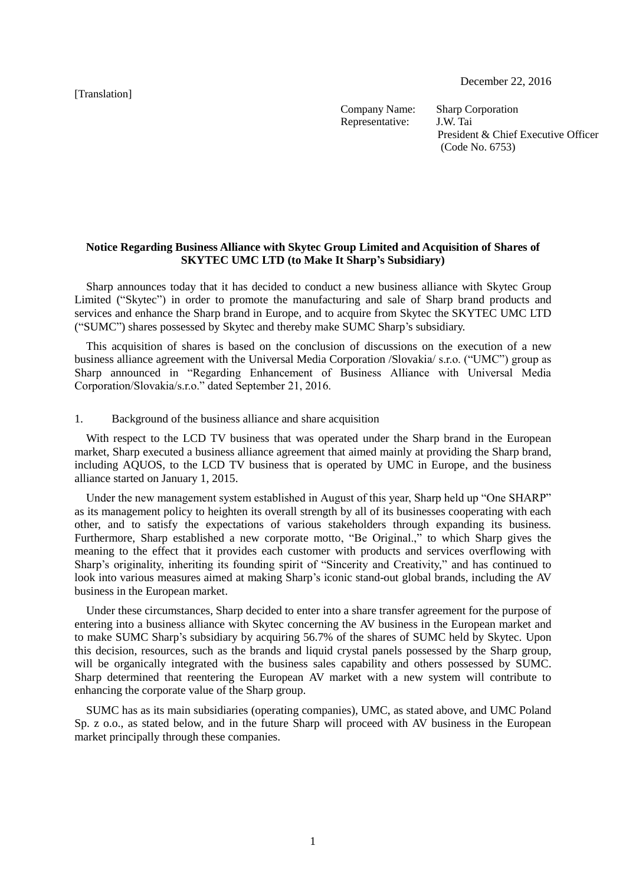[Translation]

December 22, 2016

Company Name: Sharp Corporation
Representative: J.W. Tai
President & Chief Executive Officer
(Code No. 6753)

**Notice Regarding Business Alliance with Skytec Group Limited and Acquisition of Shares of SKYTEC UMC LTD (to Make It Sharp's Subsidiary)**

Sharp announces today that it has decided to conduct a new business alliance with Skytec Group Limited ("Skytec") in order to promote the manufacturing and sale of Sharp brand products and services and enhance the Sharp brand in Europe, and to acquire from Skytec the SKYTEC UMC LTD ("SUMC") shares possessed by Skytec and thereby make SUMC Sharp's subsidiary.

This acquisition of shares is based on the conclusion of discussions on the execution of a new business alliance agreement with the Universal Media Corporation /Slovakia/ s.r.o. ("UMC") group as Sharp announced in "Regarding Enhancement of Business Alliance with Universal Media Corporation/Slovakia/s.r.o." dated September 21, 2016.

1. Background of the business alliance and share acquisition

With respect to the LCD TV business that was operated under the Sharp brand in the European market, Sharp executed a business alliance agreement that aimed mainly at providing the Sharp brand, including AQUOS, to the LCD TV business that is operated by UMC in Europe, and the business alliance started on January 1, 2015.

Under the new management system established in August of this year, Sharp held up "One SHARP" as its management policy to heighten its overall strength by all of its businesses cooperating with each other, and to satisfy the expectations of various stakeholders through expanding its business. Furthermore, Sharp established a new corporate motto, "Be Original.," to which Sharp gives the meaning to the effect that it provides each customer with products and services overflowing with Sharp's originality, inheriting its founding spirit of "Sincerity and Creativity," and has continued to look into various measures aimed at making Sharp's iconic stand-out global brands, including the AV business in the European market.

Under these circumstances, Sharp decided to enter into a share transfer agreement for the purpose of entering into a business alliance with Skytec concerning the AV business in the European market and to make SUMC Sharp's subsidiary by acquiring 56.7% of the shares of SUMC held by Skytec. Upon this decision, resources, such as the brands and liquid crystal panels possessed by the Sharp group, will be organically integrated with the business sales capability and others possessed by SUMC. Sharp determined that reentering the European AV market with a new system will contribute to enhancing the corporate value of the Sharp group.

SUMC has as its main subsidiaries (operating companies), UMC, as stated above, and UMC Poland Sp. z o.o., as stated below, and in the future Sharp will proceed with AV business in the European market principally through these companies.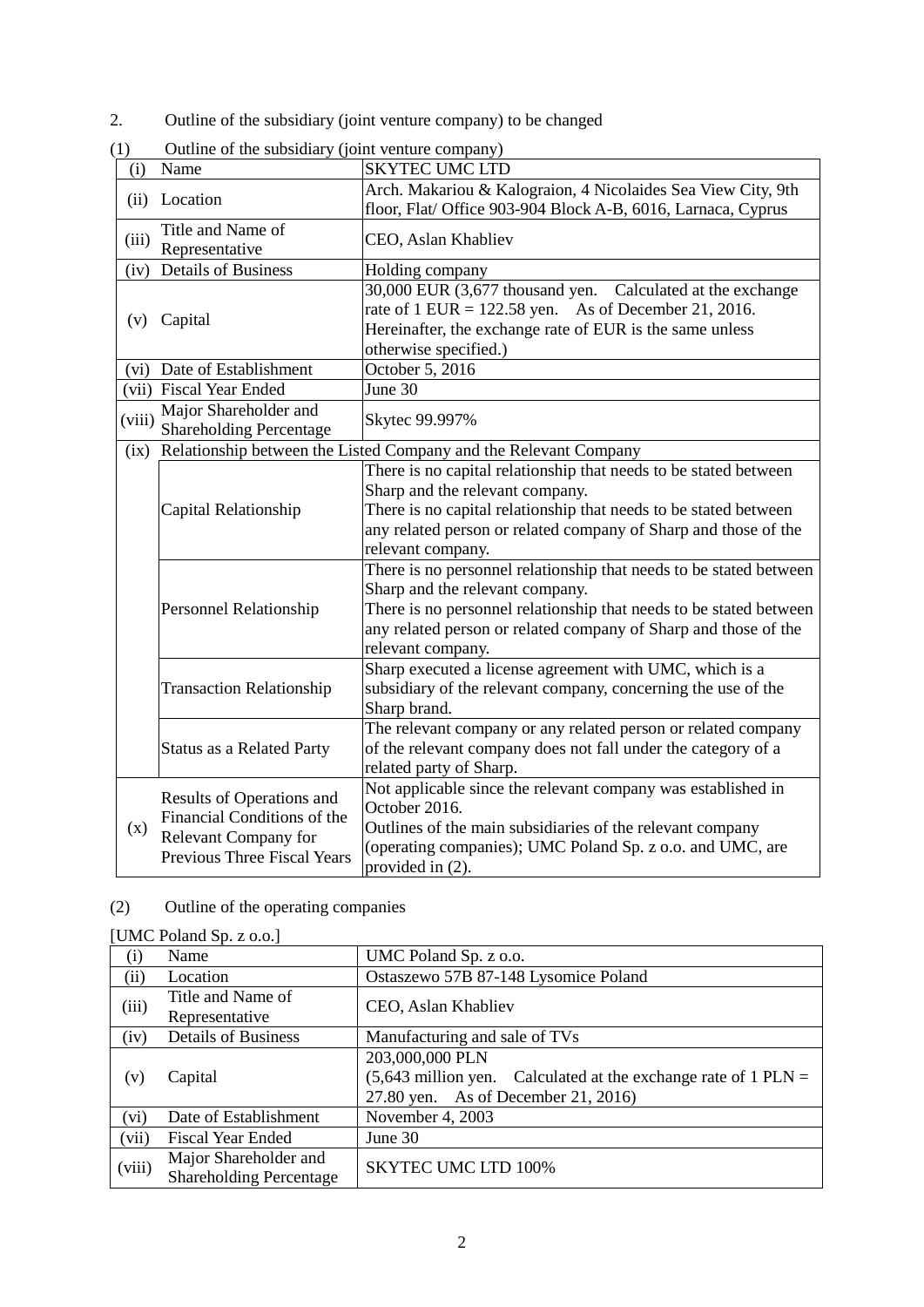2. Outline of the subsidiary (joint venture company) to be changed

(1) Outline of the subsidiary (joint venture company)

| | | | |
|---|---|---|---|
| (i) | Name | | SKYTEC UMC LTD |
| (ii) | Location | | Arch. Makariou & Kalograion, 4 Nicolaides Sea View City, 9th floor, Flat/ Office 903-904 Block A-B, 6016, Larnaca, Cyprus |
| (iii) | Title and Name of Representative | | CEO, Aslan Khabliev |
| (iv) | Details of Business | | Holding company |
| (v) | Capital | | 30,000 EUR (3,677 thousand yen. Calculated at the exchange rate of 1 EUR = 122.58 yen. As of December 21, 2016. Hereinafter, the exchange rate of EUR is the same unless otherwise specified.) |
| (vi) | Date of Establishment | | October 5, 2016 |
| (vii) | Fiscal Year Ended | | June 30 |
| (viii) | Major Shareholder and Shareholding Percentage | | Skytec 99.997% |
| (ix) | Relationship between the Listed Company and the Relevant Company | | |
| | | Capital Relationship | There is no capital relationship that needs to be stated between Sharp and the relevant company.<br>There is no capital relationship that needs to be stated between any related person or related company of Sharp and those of the relevant company. |
| | | Personnel Relationship | There is no personnel relationship that needs to be stated between Sharp and the relevant company.<br>There is no personnel relationship that needs to be stated between any related person or related company of Sharp and those of the relevant company. |
| | | Transaction Relationship | Sharp executed a license agreement with UMC, which is a subsidiary of the relevant company, concerning the use of the Sharp brand. |
| | | Status as a Related Party | The relevant company or any related person or related company of the relevant company does not fall under the category of a related party of Sharp. |
| (x) | Results of Operations and Financial Conditions of the Relevant Company for Previous Three Fiscal Years | | Not applicable since the relevant company was established in October 2016.<br>Outlines of the main subsidiaries of the relevant company (operating companies); UMC Poland Sp. z o.o. and UMC, are provided in (2). |

(2) Outline of the operating companies

[UMC Poland Sp. z o.o.]

| | | |
|---|---|---|
| (i) | Name | UMC Poland Sp. z o.o. |
| (ii) | Location | Ostaszewo 57B 87-148 Lysomice Poland |
| (iii) | Title and Name of Representative | CEO, Aslan Khabliev |
| (iv) | Details of Business | Manufacturing and sale of TVs |
| (v) | Capital | 203,000,000 PLN<br>(5,643 million yen. Calculated at the exchange rate of 1 PLN = 27.80 yen. As of December 21, 2016) |
| (vi) | Date of Establishment | November 4, 2003 |
| (vii) | Fiscal Year Ended | June 30 |
| (viii) | Major Shareholder and Shareholding Percentage | SKYTEC UMC LTD 100% |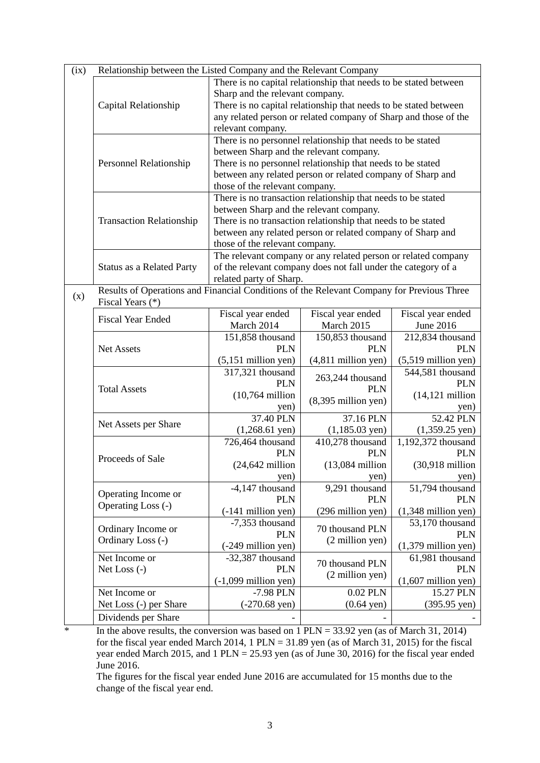| (ix) | Relationship between the Listed Company and the Relevant Company | | | |
|---|---|---|---|---|
| | Capital Relationship | There is no capital relationship that needs to be stated between Sharp and the relevant company. There is no capital relationship that needs to be stated between any related person or related company of Sharp and those of the relevant company. | | |
| | Personnel Relationship | There is no personnel relationship that needs to be stated between Sharp and the relevant company. There is no personnel relationship that needs to be stated between any related person or related company of Sharp and those of the relevant company. | | |
| | Transaction Relationship | There is no transaction relationship that needs to be stated between Sharp and the relevant company. There is no transaction relationship that needs to be stated between any related person or related company of Sharp and those of the relevant company. | | |
| | Status as a Related Party | The relevant company or any related person or related company of the relevant company does not fall under the category of a related party of Sharp. | | |
| (x) | Results of Operations and Financial Conditions of the Relevant Company for Previous Three Fiscal Years (*) | | | |
| | Fiscal Year Ended | Fiscal year ended March 2014 | Fiscal year ended March 2015 | Fiscal year ended June 2016 |
| | Net Assets | 151,858 thousand PLN (5,151 million yen) | 150,853 thousand PLN (4,811 million yen) | 212,834 thousand PLN (5,519 million yen) |
| | Total Assets | 317,321 thousand PLN (10,764 million yen) | 263,244 thousand PLN (8,395 million yen) | 544,581 thousand PLN (14,121 million yen) |
| | Net Assets per Share | 37.40 PLN (1,268.61 yen) | 37.16 PLN (1,185.03 yen) | 52.42 PLN (1,359.25 yen) |
| | Proceeds of Sale | 726,464 thousand PLN (24,642 million yen) | 410,278 thousand PLN (13,084 million yen) | 1,192,372 thousand PLN (30,918 million yen) |
| | Operating Income or Operating Loss (-) | -4,147 thousand PLN (-141 million yen) | 9,291 thousand PLN (296 million yen) | 51,794 thousand PLN (1,348 million yen) |
| | Ordinary Income or Ordinary Loss (-) | -7,353 thousand PLN (-249 million yen) | 70 thousand PLN (2 million yen) | 53,170 thousand PLN (1,379 million yen) |
| | Net Income or Net Loss (-) | -32,387 thousand PLN (-1,099 million yen) | 70 thousand PLN (2 million yen) | 61,981 thousand PLN (1,607 million yen) |
| | Net Income or Net Loss (-) per Share | -7.98 PLN (-270.68 yen) | 0.02 PLN (0.64 yen) | 15.27 PLN (395.95 yen) |
| | Dividends per Share | - | - | - |

\* In the above results, the conversion was based on 1 PLN = 33.92 yen (as of March 31, 2014) for the fiscal year ended March 2014, 1 PLN = 31.89 yen (as of March 31, 2015) for the fiscal year ended March 2015, and 1 PLN = 25.93 yen (as of June 30, 2016) for the fiscal year ended June 2016.

The figures for the fiscal year ended June 2016 are accumulated for 15 months due to the change of the fiscal year end.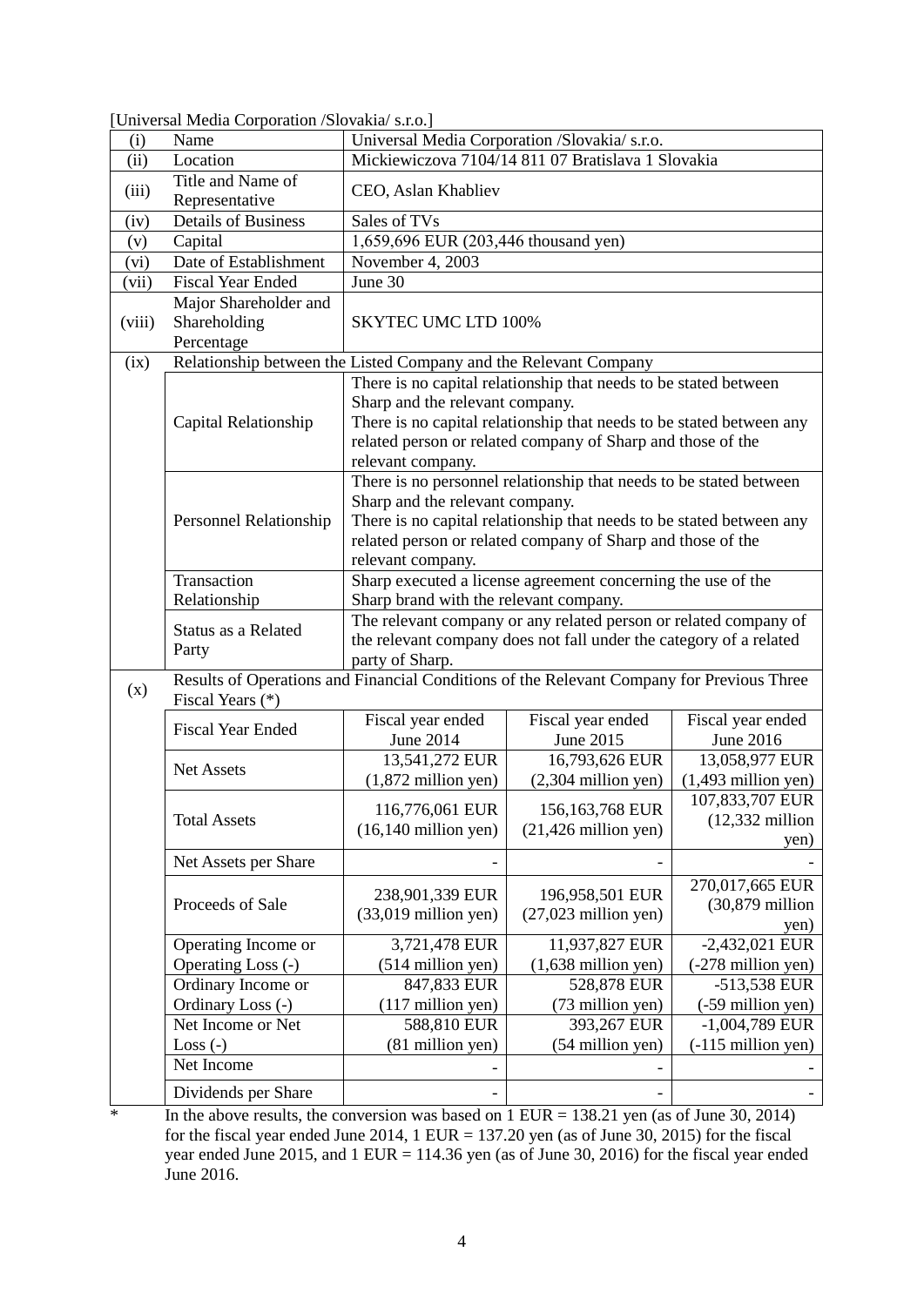[Universal Media Corporation /Slovakia/ s.r.o.]

| (i) | Name | Universal Media Corporation /Slovakia/ s.r.o. | | |
|---|---|---|---|---|
| (ii) | Location | Mickiewiczova 7104/14 811 07 Bratislava 1 Slovakia | | |
| (iii) | Title and Name of Representative | CEO, Aslan Khabliev | | |
| (iv) | Details of Business | Sales of TVs | | |
| (v) | Capital | 1,659,696 EUR (203,446 thousand yen) | | |
| (vi) | Date of Establishment | November 4, 2003 | | |
| (vii) | Fiscal Year Ended | June 30 | | |
| (viii) | Major Shareholder and Shareholding Percentage | SKYTEC UMC LTD 100% | | |
| (ix) | Relationship between the Listed Company and the Relevant Company | | | |
| | Capital Relationship | There is no capital relationship that needs to be stated between Sharp and the relevant company. There is no capital relationship that needs to be stated between any related person or related company of Sharp and those of the relevant company. | | |
| | Personnel Relationship | There is no personnel relationship that needs to be stated between Sharp and the relevant company. There is no capital relationship that needs to be stated between any related person or related company of Sharp and those of the relevant company. | | |
| | Transaction Relationship | Sharp executed a license agreement concerning the use of the Sharp brand with the relevant company. | | |
| | Status as a Related Party | The relevant company or any related person or related company of the relevant company does not fall under the category of a related party of Sharp. | | |
| (x) | Results of Operations and Financial Conditions of the Relevant Company for Previous Three Fiscal Years (*) | | | |
| | Fiscal Year Ended | Fiscal year ended June 2014 | Fiscal year ended June 2015 | Fiscal year ended June 2016 |
| | Net Assets | 13,541,272 EUR (1,872 million yen) | 16,793,626 EUR (2,304 million yen) | 13,058,977 EUR (1,493 million yen) |
| | Total Assets | 116,776,061 EUR (16,140 million yen) | 156,163,768 EUR (21,426 million yen) | 107,833,707 EUR (12,332 million yen) |
| | Net Assets per Share | - | - | - |
| | Proceeds of Sale | 238,901,339 EUR (33,019 million yen) | 196,958,501 EUR (27,023 million yen) | 270,017,665 EUR (30,879 million yen) |
| | Operating Income or Operating Loss (-) | 3,721,478 EUR (514 million yen) | 11,937,827 EUR (1,638 million yen) | -2,432,021 EUR (-278 million yen) |
| | Ordinary Income or Ordinary Loss (-) | 847,833 EUR (117 million yen) | 528,878 EUR (73 million yen) | -513,538 EUR (-59 million yen) |
| | Net Income or Net Loss (-) | 588,810 EUR (81 million yen) | 393,267 EUR (54 million yen) | -1,004,789 EUR (-115 million yen) |
| | Net Income | - | - | - |
| | Dividends per Share | - | - | - |

\* In the above results, the conversion was based on 1 EUR = 138.21 yen (as of June 30, 2014) for the fiscal year ended June 2014, 1 EUR = 137.20 yen (as of June 30, 2015) for the fiscal year ended June 2015, and 1 EUR = 114.36 yen (as of June 30, 2016) for the fiscal year ended June 2016.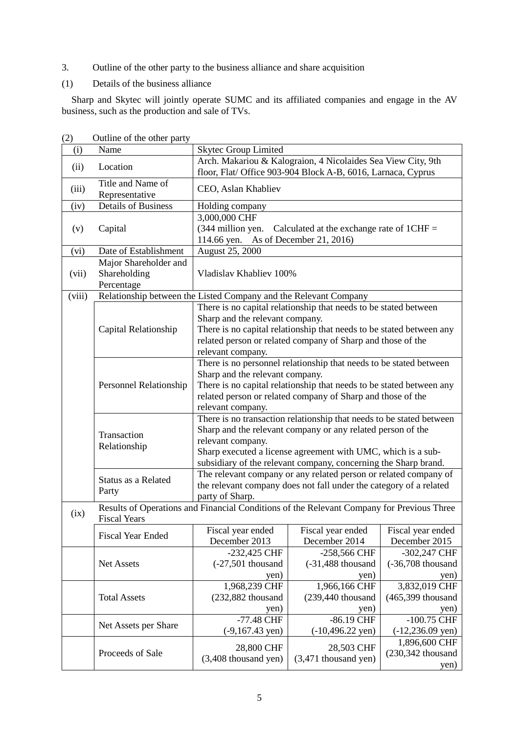3. Outline of the other party to the business alliance and share acquisition

(1) Details of the business alliance

Sharp and Skytec will jointly operate SUMC and its affiliated companies and engage in the AV business, such as the production and sale of TVs.

(2) Outline of the other party

| | | | | |
|---|---|---|---|---|
| (i) | Name | Skytec Group Limited | | |
| (ii) | Location | Arch. Makariou & Kalograion, 4 Nicolaides Sea View City, 9th floor, Flat/ Office 903-904 Block A-B, 6016, Larnaca, Cyprus | | |
| (iii) | Title and Name of Representative | CEO, Aslan Khabliev | | |
| (iv) | Details of Business | Holding company | | |
| (v) | Capital | 3,000,000 CHF (344 million yen. Calculated at the exchange rate of 1CHF = 114.66 yen. As of December 21, 2016) | | |
| (vi) | Date of Establishment | August 25, 2000 | | |
| (vii) | Major Shareholder and Shareholding Percentage | Vladislav Khabliev 100% | | |
| (viii) | Relationship between the Listed Company and the Relevant Company | | | |
| | Capital Relationship | There is no capital relationship that needs to be stated between Sharp and the relevant company. There is no capital relationship that needs to be stated between any related person or related company of Sharp and those of the relevant company. | | |
| | Personnel Relationship | There is no personnel relationship that needs to be stated between Sharp and the relevant company. There is no capital relationship that needs to be stated between any related person or related company of Sharp and those of the relevant company. | | |
| | Transaction Relationship | There is no transaction relationship that needs to be stated between Sharp and the relevant company or any related person of the relevant company. Sharp executed a license agreement with UMC, which is a sub-subsidiary of the relevant company, concerning the Sharp brand. | | |
| | Status as a Related Party | The relevant company or any related person or related company of the relevant company does not fall under the category of a related party of Sharp. | | |
| (ix) | Results of Operations and Financial Conditions of the Relevant Company for Previous Three Fiscal Years | | | |
| | Fiscal Year Ended | Fiscal year ended December 2013 | Fiscal year ended December 2014 | Fiscal year ended December 2015 |
| | Net Assets | -232,425 CHF (-27,501 thousand yen) | -258,566 CHF (-31,488 thousand yen) | -302,247 CHF (-36,708 thousand yen) |
| | Total Assets | 1,968,239 CHF (232,882 thousand yen) | 1,966,166 CHF (239,440 thousand yen) | 3,832,019 CHF (465,399 thousand yen) |
| | Net Assets per Share | -77.48 CHF (-9,167.43 yen) | -86.19 CHF (-10,496.22 yen) | -100.75 CHF (-12,236.09 yen) |
| | Proceeds of Sale | 28,800 CHF (3,408 thousand yen) | 28,503 CHF (3,471 thousand yen) | 1,896,600 CHF (230,342 thousand yen) |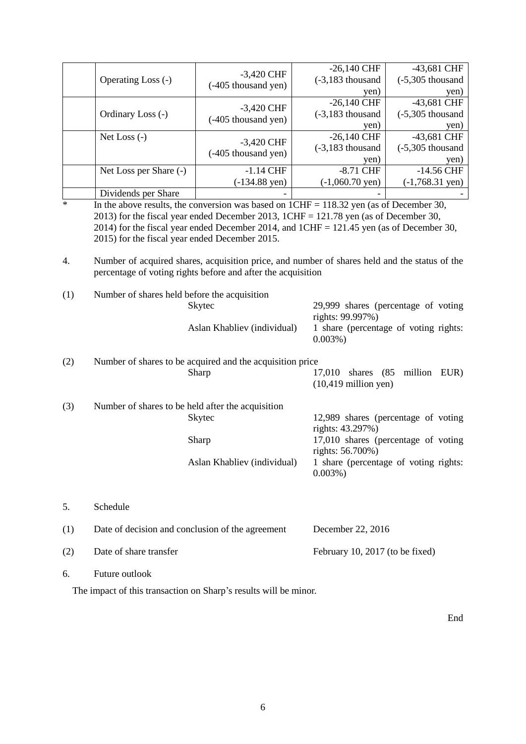| | | | | |
|---|---|---|---|---|
| | Operating Loss (-) | -3,420 CHF (-405 thousand yen) | -26,140 CHF (-3,183 thousand yen) | -43,681 CHF (-5,305 thousand yen) |
| | Ordinary Loss (-) | -3,420 CHF (-405 thousand yen) | -26,140 CHF (-3,183 thousand yen) | -43,681 CHF (-5,305 thousand yen) |
| | Net Loss (-) | -3,420 CHF (-405 thousand yen) | -26,140 CHF (-3,183 thousand yen) | -43,681 CHF (-5,305 thousand yen) |
| | Net Loss per Share (-) | -1.14 CHF (-134.88 yen) | -8.71 CHF (-1,060.70 yen) | -14.56 CHF (-1,768.31 yen) |
| | Dividends per Share | - | - | - |

\* In the above results, the conversion was based on 1CHF = 118.32 yen (as of December 30, 2013) for the fiscal year ended December 2013, 1CHF = 121.78 yen (as of December 30, 2014) for the fiscal year ended December 2014, and 1CHF = 121.45 yen (as of December 30, 2015) for the fiscal year ended December 2015.

4. Number of acquired shares, acquisition price, and number of shares held and the status of the percentage of voting rights before and after the acquisition

(1) Number of shares held before the acquisition

| | |
|---|---|
| Skytec | 29,999 shares (percentage of voting rights: 99.997%) |
| Aslan Khabliev (individual) | 1 share (percentage of voting rights: 0.003%) |

(2) Number of shares to be acquired and the acquisition price

| | |
|---|---|
| Sharp | 17,010 shares (85 million EUR) (10,419 million yen) |

(3) Number of shares to be held after the acquisition

| | |
|---|---|
| Skytec | 12,989 shares (percentage of voting rights: 43.297%) |
| Sharp | 17,010 shares (percentage of voting rights: 56.700%) |
| Aslan Khabliev (individual) | 1 share (percentage of voting rights: 0.003%) |

5. Schedule

(1) Date of decision and conclusion of the agreement — December 22, 2016

(2) Date of share transfer — February 10, 2017 (to be fixed)

6. Future outlook

The impact of this transaction on Sharp's results will be minor.

End